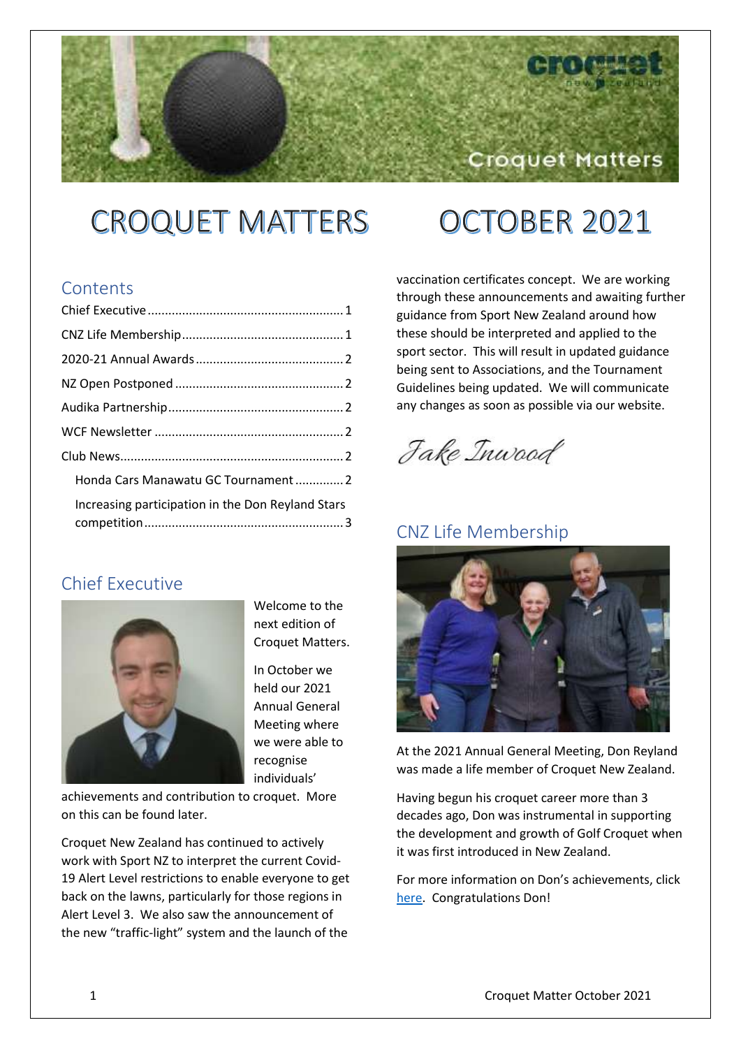# CROQUET MATTERS OCTOBER 2021

## Contents

- Chief Executive ........ 1
- CNZ Life Membership ........ 1
- 2020-21 Annual Awards ........ 2
- NZ Open Postponed ........ 2
- Audika Partnership ........ 2
- WCF Newsletter ........ 2
- Club News ........ 2
  - Honda Cars Manawatu GC Tournament ........ 2
  - Increasing participation in the Don Reyland Stars competition ........ 3

## Chief Executive

Welcome to the next edition of Croquet Matters.

In October we held our 2021 Annual General Meeting where we were able to recognise individuals' achievements and contribution to croquet. More on this can be found later.

Croquet New Zealand has continued to actively work with Sport NZ to interpret the current Covid-19 Alert Level restrictions to enable everyone to get back on the lawns, particularly for those regions in Alert Level 3. We also saw the announcement of the new "traffic-light" system and the launch of the vaccination certificates concept. We are working through these announcements and awaiting further guidance from Sport New Zealand around how these should be interpreted and applied to the sport sector. This will result in updated guidance being sent to Associations, and the Tournament Guidelines being updated. We will communicate any changes as soon as possible via our website.

*Jake Inwood*

## CNZ Life Membership

At the 2021 Annual General Meeting, Don Reyland was made a life member of Croquet New Zealand.

Having begun his croquet career more than 3 decades ago, Don was instrumental in supporting the development and growth of Golf Croquet when it was first introduced in New Zealand.

For more information on Don's achievements, click here. Congratulations Don!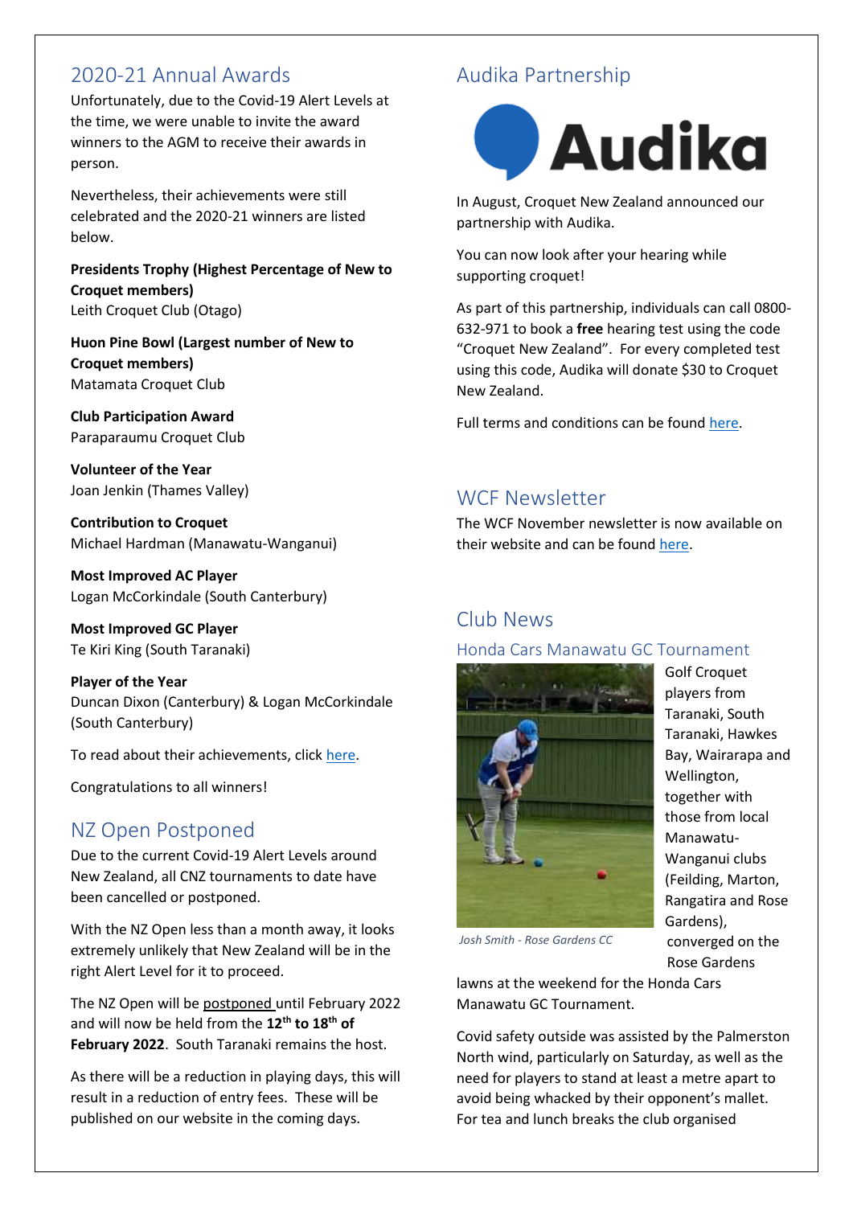## 2020-21 Annual Awards

Unfortunately, due to the Covid-19 Alert Levels at the time, we were unable to invite the award winners to the AGM to receive their awards in person.

Nevertheless, their achievements were still celebrated and the 2020-21 winners are listed below.

**Presidents Trophy (Highest Percentage of New to Croquet members)**
Leith Croquet Club (Otago)

**Huon Pine Bowl (Largest number of New to Croquet members)**
Matamata Croquet Club

**Club Participation Award**
Paraparaumu Croquet Club

**Volunteer of the Year**
Joan Jenkin (Thames Valley)

**Contribution to Croquet**
Michael Hardman (Manawatu-Wanganui)

**Most Improved AC Player**
Logan McCorkindale (South Canterbury)

**Most Improved GC Player**
Te Kiri King (South Taranaki)

**Player of the Year**
Duncan Dixon (Canterbury) & Logan McCorkindale (South Canterbury)

To read about their achievements, click here.

Congratulations to all winners!

## NZ Open Postponed

Due to the current Covid-19 Alert Levels around New Zealand, all CNZ tournaments to date have been cancelled or postponed.

With the NZ Open less than a month away, it looks extremely unlikely that New Zealand will be in the right Alert Level for it to proceed.

The NZ Open will be postponed until February 2022 and will now be held from the **12th to 18th of February 2022**. South Taranaki remains the host.

As there will be a reduction in playing days, this will result in a reduction of entry fees. These will be published on our website in the coming days.

## Audika Partnership

Audika

In August, Croquet New Zealand announced our partnership with Audika.

You can now look after your hearing while supporting croquet!

As part of this partnership, individuals can call 0800-632-971 to book a **free** hearing test using the code "Croquet New Zealand". For every completed test using this code, Audika will donate $30 to Croquet New Zealand.

Full terms and conditions can be found here.

## WCF Newsletter

The WCF November newsletter is now available on their website and can be found here.

## Club News

### Honda Cars Manawatu GC Tournament

*Josh Smith - Rose Gardens CC*

Golf Croquet players from Taranaki, South Taranaki, Hawkes Bay, Wairarapa and Wellington, together with those from local Manawatu-Wanganui clubs (Feilding, Marton, Rangatira and Rose Gardens), converged on the Rose Gardens lawns at the weekend for the Honda Cars Manawatu GC Tournament.

Covid safety outside was assisted by the Palmerston North wind, particularly on Saturday, as well as the need for players to stand at least a metre apart to avoid being whacked by their opponent's mallet. For tea and lunch breaks the club organised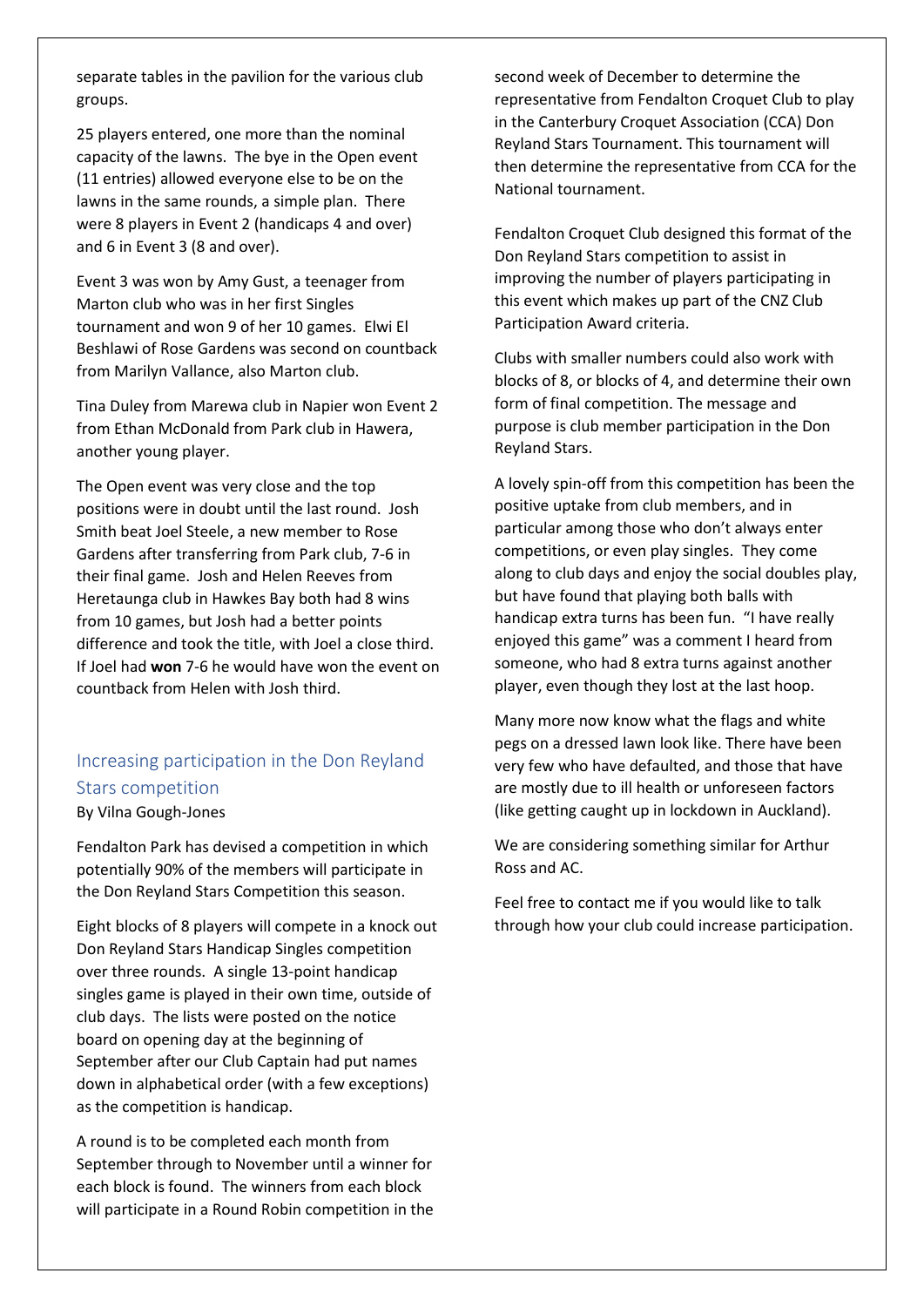separate tables in the pavilion for the various club groups.

25 players entered, one more than the nominal capacity of the lawns. The bye in the Open event (11 entries) allowed everyone else to be on the lawns in the same rounds, a simple plan. There were 8 players in Event 2 (handicaps 4 and over) and 6 in Event 3 (8 and over).

Event 3 was won by Amy Gust, a teenager from Marton club who was in her first Singles tournament and won 9 of her 10 games. Elwi El Beshlawi of Rose Gardens was second on countback from Marilyn Vallance, also Marton club.

Tina Duley from Marewa club in Napier won Event 2 from Ethan McDonald from Park club in Hawera, another young player.

The Open event was very close and the top positions were in doubt until the last round. Josh Smith beat Joel Steele, a new member to Rose Gardens after transferring from Park club, 7-6 in their final game. Josh and Helen Reeves from Heretaunga club in Hawkes Bay both had 8 wins from 10 games, but Josh had a better points difference and took the title, with Joel a close third. If Joel had **won** 7-6 he would have won the event on countback from Helen with Josh third.

## Increasing participation in the Don Reyland Stars competition

By Vilna Gough-Jones

Fendalton Park has devised a competition in which potentially 90% of the members will participate in the Don Reyland Stars Competition this season.

Eight blocks of 8 players will compete in a knock out Don Reyland Stars Handicap Singles competition over three rounds. A single 13-point handicap singles game is played in their own time, outside of club days. The lists were posted on the notice board on opening day at the beginning of September after our Club Captain had put names down in alphabetical order (with a few exceptions) as the competition is handicap.

A round is to be completed each month from September through to November until a winner for each block is found. The winners from each block will participate in a Round Robin competition in the second week of December to determine the representative from Fendalton Croquet Club to play in the Canterbury Croquet Association (CCA) Don Reyland Stars Tournament. This tournament will then determine the representative from CCA for the National tournament.

Fendalton Croquet Club designed this format of the Don Reyland Stars competition to assist in improving the number of players participating in this event which makes up part of the CNZ Club Participation Award criteria.

Clubs with smaller numbers could also work with blocks of 8, or blocks of 4, and determine their own form of final competition. The message and purpose is club member participation in the Don Reyland Stars.

A lovely spin-off from this competition has been the positive uptake from club members, and in particular among those who don't always enter competitions, or even play singles. They come along to club days and enjoy the social doubles play, but have found that playing both balls with handicap extra turns has been fun. "I have really enjoyed this game" was a comment I heard from someone, who had 8 extra turns against another player, even though they lost at the last hoop.

Many more now know what the flags and white pegs on a dressed lawn look like. There have been very few who have defaulted, and those that have are mostly due to ill health or unforeseen factors (like getting caught up in lockdown in Auckland).

We are considering something similar for Arthur Ross and AC.

Feel free to contact me if you would like to talk through how your club could increase participation.